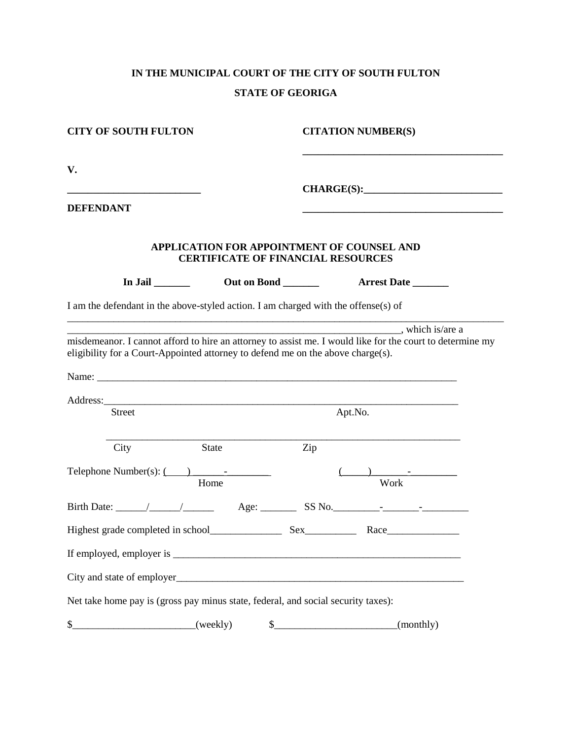**IN THE MUNICIPAL COURT OF THE CITY OF SOUTH FULTON**

**STATE OF GEORIGA**

**CITY OF SOUTH FULTON** | **CITATION NUMBER(S)** ______________________________________

**V.**

**__________________________** | **CHARGE(S):__________________________**

**DEFENDANT** | **______________________________________**

**APPLICATION FOR APPOINTMENT OF COUNSEL AND CERTIFICATE OF FINANCIAL RESOURCES**

**In Jail _______** **Out on Bond _______** **Arrest Date _______**

I am the defendant in the above-styled action. I am charged with the offense(s) of ______________________________________________________________________________________
________________________________________________________________, which is/are a misdemeanor. I cannot afford to hire an attorney to assist me. I would like for the court to determine my eligibility for a Court-Appointed attorney to defend me on the above charge(s).

Name: ___________________________________________________________________________

Address:_________________________________________________________________________
Street Apt.No.

_____________________________________________________________________________
City State Zip

Telephone Numbers(s): (____)______-_________ (_____)_______-_________
Home Work

Birth Date: ______/______/______ Age: _______ SS No._________-_______-_________

Highest grade completed in school______________ Sex__________ Race______________

If employed, employer is _________________________________________________________

City and state of employer_________________________________________________________

Net take home pay is (gross pay minus state, federal, and social security taxes):

$________________________(weekly) $________________________(monthly)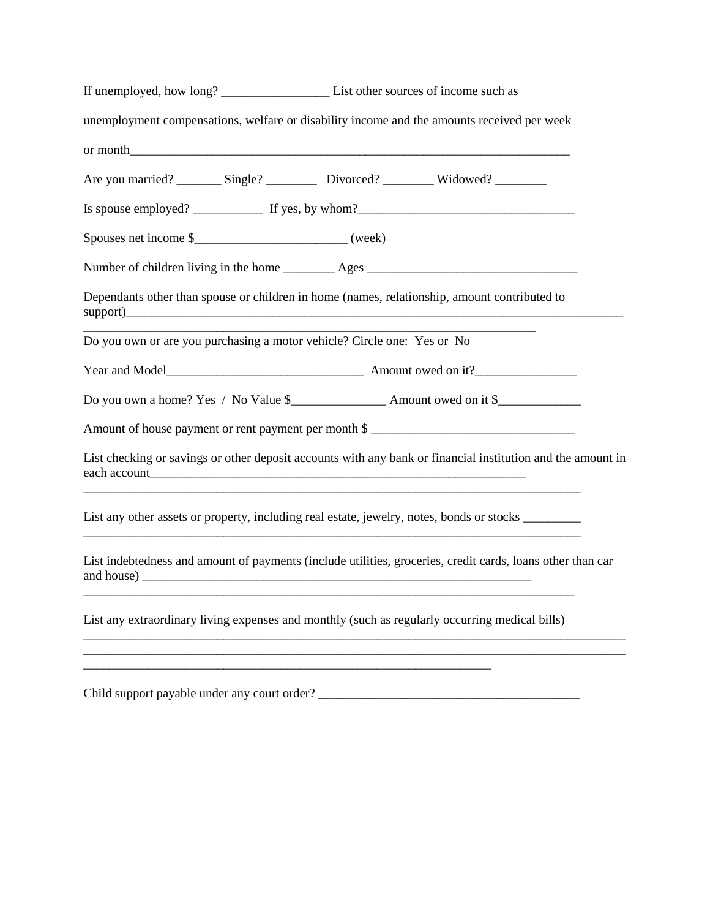If unemployed, how long? _________________ List other sources of income such as unemployment compensations, welfare or disability income and the amounts received per week or month_________________________________________________________________________

Are you married? _______ Single? ________ Divorced? ________ Widowed? ________

Is spouse employed? ___________ If yes, by whom?__________________________________

Spouses net income $________________________ (week)

Number of children living in the home ________ Ages _________________________________

Dependants other than spouse or children in home (names, relationship, amount contributed to support)__________________________________________________________________________

__________________________________________________________________________

Do you own or are you purchasing a motor vehicle? Circle one: Yes or No

Year and Model_______________________________ Amount owed on it?________________

Do you own a home? Yes / No Value $_______________ Amount owed on it $_____________

Amount of house payment or rent payment per month $ ________________________________

List checking or savings or other deposit accounts with any bank or financial institution and the amount in each account______________________________________________________________

_________________________________________________________________________________

List any other assets or property, including real estate, jewelry, notes, bonds or stocks _________

_________________________________________________________________________________

List indebtedness and amount of payments (include utilities, groceries, credit cards, loans other than car and house) _______________________________________________________________

________________________________________________________________________________

List any extraordinary living expenses and monthly (such as regularly occurring medical bills)

_________________________________________________________________________________________

_________________________________________________________________________________________

___________________________________________________________________

Child support payable under any court order? _________________________________________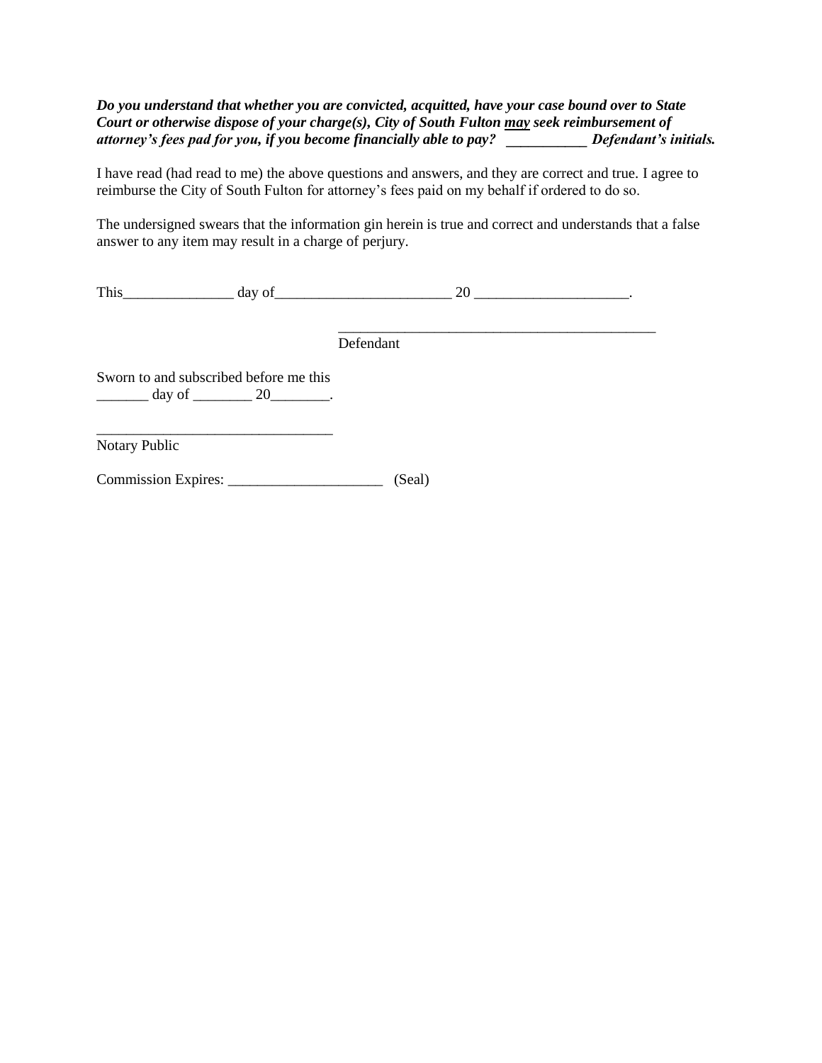***Do you understand that whether you are convicted, acquitted, have your case bound over to State Court or otherwise dispose of your charge(s), City of South Fulton <u>may</u> seek reimbursement of attorney's fees pad for you, if you become financially able to pay?* __________ *Defendant's initials.***

I have read (had read to me) the above questions and answers, and they are correct and true. I agree to reimburse the City of South Fulton for attorney's fees paid on my behalf if ordered to do so.

The undersigned swears that the information gin herein is true and correct and understands that a false answer to any item may result in a charge of perjury.

This_______________ day of________________________ 20 _____________________.

_____________________________________________
Defendant

Sworn to and subscribed before me this
_______ day of ________ 20________.

________________________________
Notary Public

Commission Expires: _____________________ (Seal)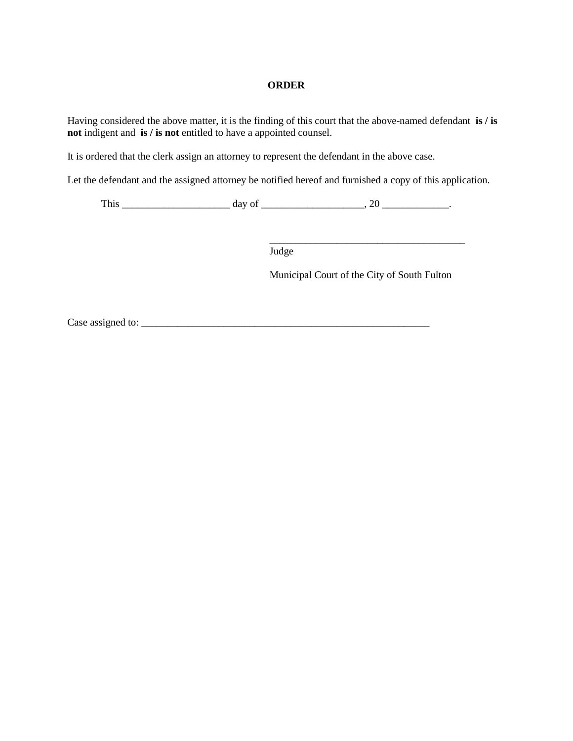**ORDER**

Having considered the above matter, it is the finding of this court that the above-named defendant **is / is not** indigent and **is / is not** entitled to have a appointed counsel.

It is ordered that the clerk assign an attorney to represent the defendant in the above case.

Let the defendant and the assigned attorney be notified hereof and furnished a copy of this application.

This _____________________ day of ____________________, 20 _____________.

_________________________________________
Judge

Municipal Court of the City of South Fulton

Case assigned to: ___________________________________________________________